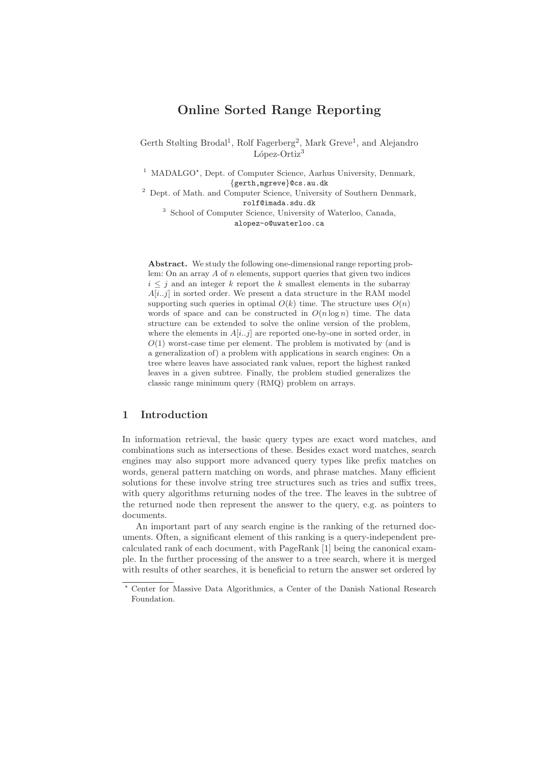# Online Sorted Range Reporting

Gerth Stølting Brodal[1], Rolf Fagerberg[2], Mark Greve[1], and Alejandro López-Ortiz[3]

[1] MADALGO[⋆], Dept. of Computer Science, Aarhus University, Denmark,
{gerth,mgreve}@cs.au.dk

[2] Dept. of Math. and Computer Science, University of Southern Denmark,
rolf@imada.sdu.dk

[3] School of Computer Science, University of Waterloo, Canada,
alopez-o@uwaterloo.ca

**Abstract.** We study the following one-dimensional range reporting problem: On an array $A$ of $n$ elements, support queries that given two indices $i \leq j$ and an integer $k$ report the $k$ smallest elements in the subarray $A[i..j]$ in sorted order. We present a data structure in the RAM model supporting such queries in optimal $O(k)$ time. The structure uses $O(n)$ words of space and can be constructed in $O(n \log n)$ time. The data structure can be extended to solve the online version of the problem, where the elements in $A[i..j]$ are reported one-by-one in sorted order, in $O(1)$ worst-case time per element. The problem is motivated by (and is a generalization of) a problem with applications in search engines: On a tree where leaves have associated rank values, report the highest ranked leaves in a given subtree. Finally, the problem studied generalizes the classic range minimum query (RMQ) problem on arrays.

## 1 Introduction

In information retrieval, the basic query types are exact word matches, and combinations such as intersections of these. Besides exact word matches, search engines may also support more advanced query types like prefix matches on words, general pattern matching on words, and phrase matches. Many efficient solutions for these involve string tree structures such as tries and suffix trees, with query algorithms returning nodes of the tree. The leaves in the subtree of the returned node then represent the answer to the query, e.g. as pointers to documents.

An important part of any search engine is the ranking of the returned documents. Often, a significant element of this ranking is a query-independent pre-calculated rank of each document, with PageRank [1] being the canonical example. In the further processing of the answer to a tree search, where it is merged with results of other searches, it is beneficial to return the answer set ordered by

⋆ Center for Massive Data Algorithmics, a Center of the Danish National Research Foundation.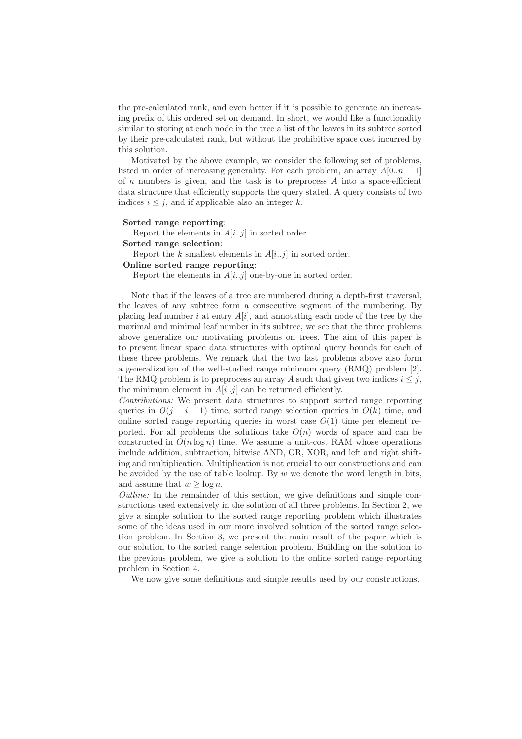the pre-calculated rank, and even better if it is possible to generate an increasing prefix of this ordered set on demand. In short, we would like a functionality similar to storing at each node in the tree a list of the leaves in its subtree sorted by their pre-calculated rank, but without the prohibitive space cost incurred by this solution.

Motivated by the above example, we consider the following set of problems, listed in order of increasing generality. For each problem, an array $A[0..n-1]$ of $n$ numbers is given, and the task is to preprocess $A$ into a space-efficient data structure that efficiently supports the query stated. A query consists of two indices $i \leq j$, and if applicable also an integer $k$.

**Sorted range reporting**:
Report the elements in $A[i..j]$ in sorted order.

**Sorted range selection**:
Report the $k$ smallest elements in $A[i..j]$ in sorted order.

**Online sorted range reporting**:
Report the elements in $A[i..j]$ one-by-one in sorted order.

Note that if the leaves of a tree are numbered during a depth-first traversal, the leaves of any subtree form a consecutive segment of the numbering. By placing leaf number $i$ at entry $A[i]$, and annotating each node of the tree by the maximal and minimal leaf number in its subtree, we see that the three problems above generalize our motivating problems on trees. The aim of this paper is to present linear space data structures with optimal query bounds for each of these three problems. We remark that the two last problems above also form a generalization of the well-studied range minimum query (RMQ) problem [2]. The RMQ problem is to preprocess an array $A$ such that given two indices $i \leq j$, the minimum element in $A[i..j]$ can be returned efficiently.

*Contributions:* We present data structures to support sorted range reporting queries in $O(j-i+1)$ time, sorted range selection queries in $O(k)$ time, and online sorted range reporting queries in worst case $O(1)$ time per element reported. For all problems the solutions take $O(n)$ words of space and can be constructed in $O(n \log n)$ time. We assume a unit-cost RAM whose operations include addition, subtraction, bitwise AND, OR, XOR, and left and right shifting and multiplication. Multiplication is not crucial to our constructions and can be avoided by the use of table lookup. By $w$ we denote the word length in bits, and assume that $w \geq \log n$.

*Outline:* In the remainder of this section, we give definitions and simple constructions used extensively in the solution of all three problems. In Section 2, we give a simple solution to the sorted range reporting problem which illustrates some of the ideas used in our more involved solution of the sorted range selection problem. In Section 3, we present the main result of the paper which is our solution to the sorted range selection problem. Building on the solution to the previous problem, we give a solution to the online sorted range reporting problem in Section 4.

We now give some definitions and simple results used by our constructions.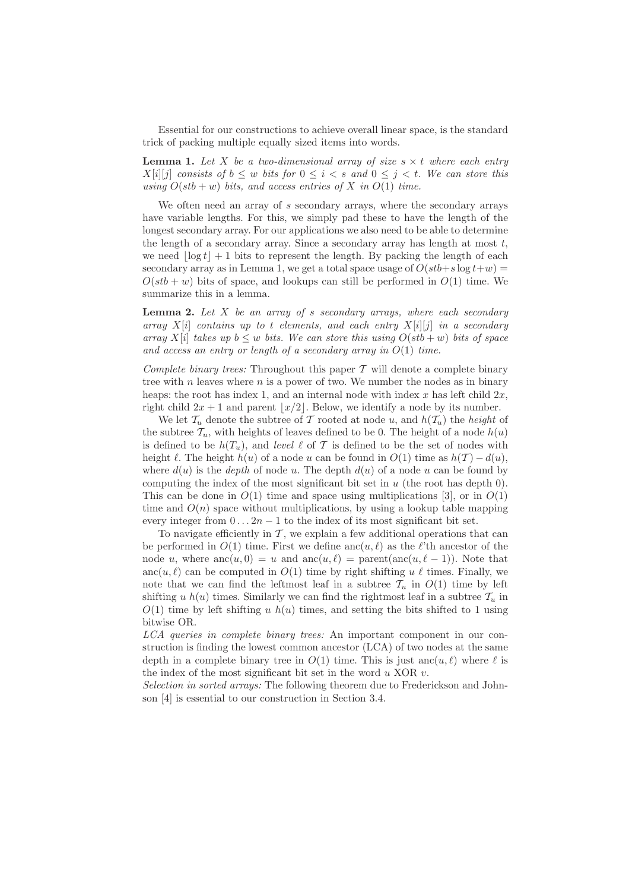Essential for our constructions to achieve overall linear space, is the standard trick of packing multiple equally sized items into words.

**Lemma 1.** *Let $X$ be a two-dimensional array of size $s \times t$ where each entry $X[i][j]$ consists of $b \leq w$ bits for $0 \leq i < s$ and $0 \leq j < t$. We can store this using $O(stb + w)$ bits, and access entries of $X$ in $O(1)$ time.*

We often need an array of $s$ secondary arrays, where the secondary arrays have variable lengths. For this, we simply pad these to have the length of the longest secondary array. For our applications we also need to be able to determine the length of a secondary array. Since a secondary array has length at most $t$, we need $\lfloor \log t \rfloor + 1$ bits to represent the length. By packing the length of each secondary array as in Lemma 1, we get a total space usage of $O(stb + s \log t + w) = O(stb + w)$ bits of space, and lookups can still be performed in $O(1)$ time. We summarize this in a lemma.

**Lemma 2.** *Let $X$ be an array of $s$ secondary arrays, where each secondary array $X[i]$ contains up to $t$ elements, and each entry $X[i][j]$ in a secondary array $X[i]$ takes up $b \leq w$ bits. We can store this using $O(stb + w)$ bits of space and access an entry or length of a secondary array in $O(1)$ time.*

*Complete binary trees:* Throughout this paper $\mathcal{T}$ will denote a complete binary tree with $n$ leaves where $n$ is a power of two. We number the nodes as in binary heaps: the root has index 1, and an internal node with index $x$ has left child $2x$, right child $2x + 1$ and parent $\lfloor x/2 \rfloor$. Below, we identify a node by its number.

We let $\mathcal{T}_u$ denote the subtree of $\mathcal{T}$ rooted at node $u$, and $h(\mathcal{T}_u)$ the *height* of the subtree $\mathcal{T}_u$, with heights of leaves defined to be 0. The height of a node $h(u)$ is defined to be $h(\mathcal{T}_u)$, and *level* $\ell$ of $\mathcal{T}$ is defined to be the set of nodes with height $\ell$. The height $h(u)$ of a node $u$ can be found in $O(1)$ time as $h(\mathcal{T}) - d(u)$, where $d(u)$ is the *depth* of node $u$. The depth $d(u)$ of a node $u$ can be found by computing the index of the most significant bit set in $u$ (the root has depth 0). This can be done in $O(1)$ time and space using multiplications [3], or in $O(1)$ time and $O(n)$ space without multiplications, by using a lookup table mapping every integer from $0 \ldots 2n - 1$ to the index of its most significant bit set.

To navigate efficiently in $\mathcal{T}$, we explain a few additional operations that can be performed in $O(1)$ time. First we define $\text{anc}(u, \ell)$ as the $\ell$'th ancestor of the node $u$, where $\text{anc}(u, 0) = u$ and $\text{anc}(u, \ell) = \text{parent}(\text{anc}(u, \ell - 1))$. Note that $\text{anc}(u, \ell)$ can be computed in $O(1)$ time by right shifting $u$ $\ell$ times. Finally, we note that we can find the leftmost leaf in a subtree $\mathcal{T}_u$ in $O(1)$ time by left shifting $u$ $h(u)$ times. Similarly we can find the rightmost leaf in a subtree $\mathcal{T}_u$ in $O(1)$ time by left shifting $u$ $h(u)$ times, and setting the bits shifted to 1 using bitwise OR.

*LCA queries in complete binary trees:* An important component in our construction is finding the lowest common ancestor (LCA) of two nodes at the same depth in a complete binary tree in $O(1)$ time. This is just $\text{anc}(u, \ell)$ where $\ell$ is the index of the most significant bit set in the word $u$ XOR $v$.

*Selection in sorted arrays:* The following theorem due to Frederickson and Johnson [4] is essential to our construction in Section 3.4.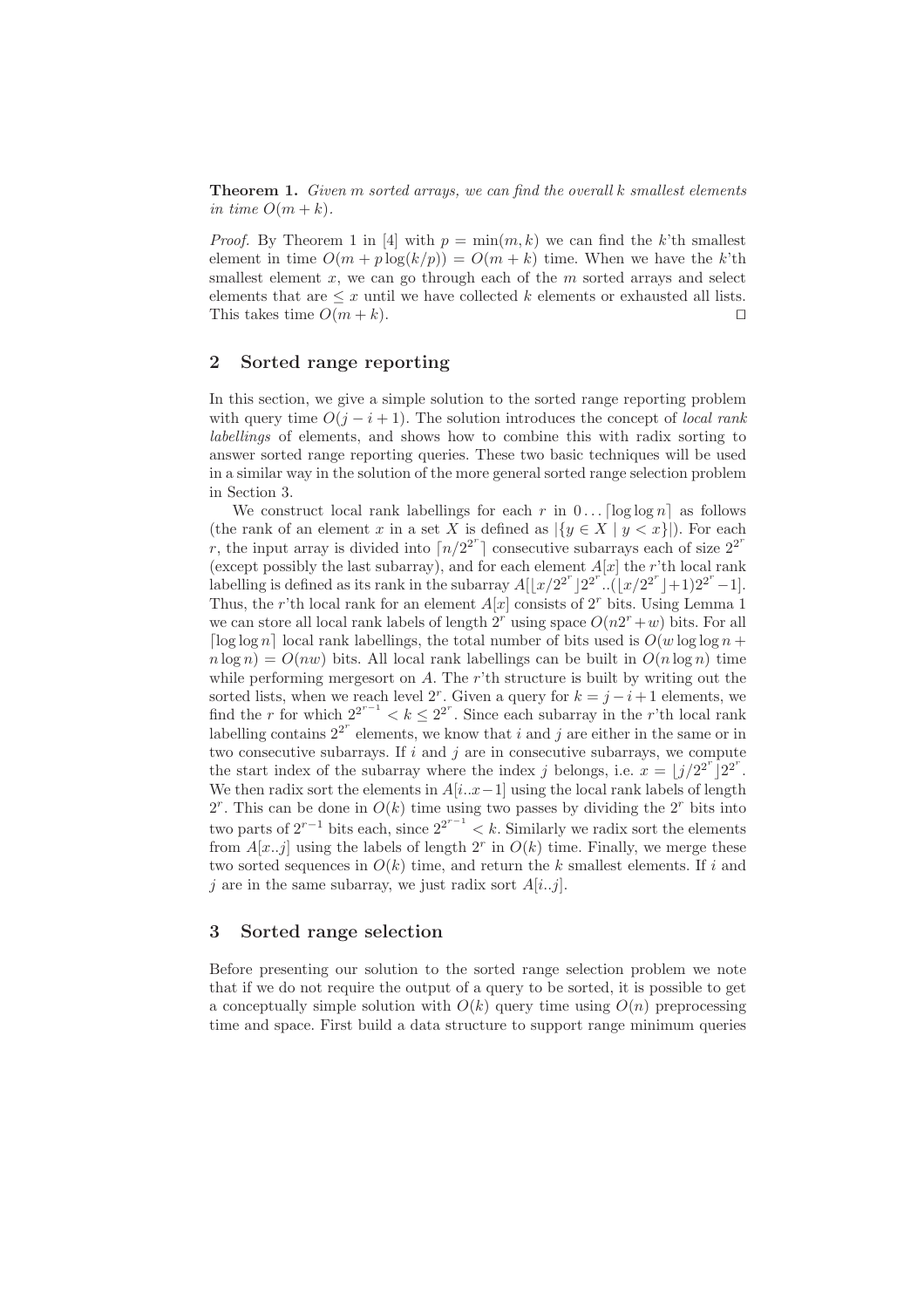**Theorem 1.** *Given $m$ sorted arrays, we can find the overall $k$ smallest elements in time $O(m+k)$.*

*Proof.* By Theorem 1 in [4] with $p = \min(m,k)$ we can find the $k$'th smallest element in time $O(m + p\log(k/p)) = O(m+k)$ time. When we have the $k$'th smallest element $x$, we can go through each of the $m$ sorted arrays and select elements that are $\leq x$ until we have collected $k$ elements or exhausted all lists. This takes time $O(m+k)$. □

## 2 Sorted range reporting

In this section, we give a simple solution to the sorted range reporting problem with query time $O(j-i+1)$. The solution introduces the concept of *local rank labellings* of elements, and shows how to combine this with radix sorting to answer sorted range reporting queries. These two basic techniques will be used in a similar way in the solution of the more general sorted range selection problem in Section 3.

We construct local rank labellings for each $r$ in $0\ldots\lceil\log\log n\rceil$ as follows (the rank of an element $x$ in a set $X$ is defined as $|\{y \in X \mid y < x\}|$). For each $r$, the input array is divided into $\lceil n/2^{2^r}\rceil$ consecutive subarrays each of size $2^{2^r}$ (except possibly the last subarray), and for each element $A[x]$ the $r$'th local rank labelling is defined as its rank in the subarray $A[\lfloor x/2^{2^r}\rfloor 2^{2^r}..(\lfloor x/2^{2^r}\rfloor+1)2^{2^r}-1]$. Thus, the $r$'th local rank for an element $A[x]$ consists of $2^r$ bits. Using Lemma 1 we can store all local rank labels of length $2^r$ using space $O(n2^r + w)$ bits. For all $\lceil\log\log n\rceil$ local rank labellings, the total number of bits used is $O(w\log\log n + n\log n) = O(nw)$ bits. All local rank labellings can be built in $O(n\log n)$ time while performing mergesort on $A$. The $r$'th structure is built by writing out the sorted lists, when we reach level $2^r$. Given a query for $k = j-i+1$ elements, we find the $r$ for which $2^{2^{r-1}} < k \leq 2^{2^r}$. Since each subarray in the $r$'th local rank labelling contains $2^{2^r}$ elements, we know that $i$ and $j$ are either in the same or in two consecutive subarrays. If $i$ and $j$ are in consecutive subarrays, we compute the start index of the subarray where the index $j$ belongs, i.e. $x = \lfloor j/2^{2^r}\rfloor 2^{2^r}$. We then radix sort the elements in $A[i..x-1]$ using the local rank labels of length $2^r$. This can be done in $O(k)$ time using two passes by dividing the $2^r$ bits into two parts of $2^{r-1}$ bits each, since $2^{2^{r-1}} < k$. Similarly we radix sort the elements from $A[x..j]$ using the labels of length $2^r$ in $O(k)$ time. Finally, we merge these two sorted sequences in $O(k)$ time, and return the $k$ smallest elements. If $i$ and $j$ are in the same subarray, we just radix sort $A[i..j]$.

## 3 Sorted range selection

Before presenting our solution to the sorted range selection problem we note that if we do not require the output of a query to be sorted, it is possible to get a conceptually simple solution with $O(k)$ query time using $O(n)$ preprocessing time and space. First build a data structure to support range minimum queries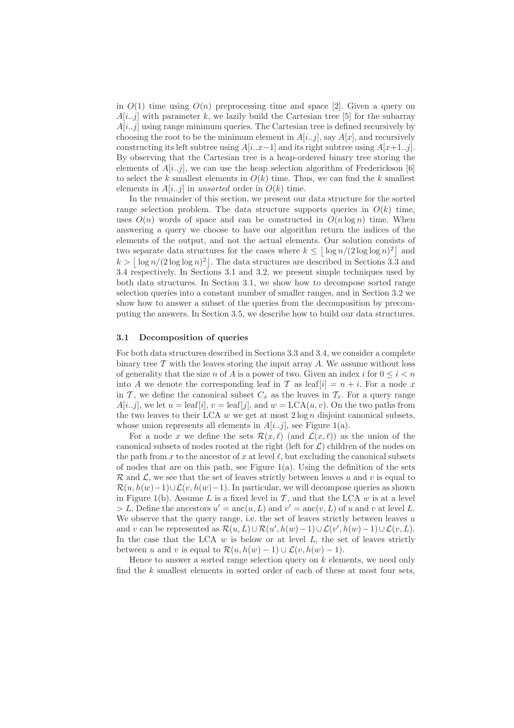in $O(1)$ time using $O(n)$ preprocessing time and space [2]. Given a query on $A[i..j]$ with parameter $k$, we lazily build the Cartesian tree [5] for the subarray $A[i..j]$ using range minimum queries. The Cartesian tree is defined recursively by choosing the root to be the minimum element in $A[i..j]$, say $A[x]$, and recursively constructing its left subtree using $A[i..x-1]$ and its right subtree using $A[x+1..j]$. By observing that the Cartesian tree is a heap-ordered binary tree storing the elements of $A[i..j]$, we can use the heap selection algorithm of Frederickson [6] to select the $k$ smallest elements in $O(k)$ time. Thus, we can find the $k$ smallest elements in $A[i..j]$ in *unsorted* order in $O(k)$ time.

In the remainder of this section, we present our data structure for the sorted range selection problem. The data structure supports queries in $O(k)$ time, uses $O(n)$ words of space and can be constructed in $O(n \log n)$ time. When answering a query we choose to have our algorithm return the indices of the elements of the output, and not the actual elements. Our solution consists of two separate data structures for the cases where $k \leq \lfloor \log n/(2 \log\log n)^2 \rfloor$ and $k > \lfloor \log n/(2 \log\log n)^2 \rfloor$. The data structures are described in Sections 3.3 and 3.4 respectively. In Sections 3.1 and 3.2, we present simple techniques used by both data structures. In Section 3.1, we show how to decompose sorted range selection queries into a constant number of smaller ranges, and in Section 3.2 we show how to answer a subset of the queries from the decomposition by precomputing the answers. In Section 3.5, we describe how to build our data structures.

### 3.1 Decomposition of queries

For both data structures described in Sections 3.3 and 3.4, we consider a complete binary tree $\mathcal{T}$ with the leaves storing the input array $A$. We assume without loss of generality that the size $n$ of $A$ is a power of two. Given an index $i$ for $0 \leq i < n$ into $A$ we denote the corresponding leaf in $\mathcal{T}$ as $\text{leaf}[i] = n + i$. For a node $x$ in $\mathcal{T}$, we define the canonical subset $C_x$ as the leaves in $\mathcal{T}_x$. For a query range $A[i..j]$, we let $u = \text{leaf}[i]$, $v = \text{leaf}[j]$, and $w = \text{LCA}(u, v)$. On the two paths from the two leaves to their LCA $w$ we get at most $2 \log n$ disjoint canonical subsets, whose union represents all elements in $A[i..j]$, see Figure 1(a).

For a node $x$ we define the sets $\mathcal{R}(x, \ell)$ (and $\mathcal{L}(x, \ell)$) as the union of the canonical subsets of nodes rooted at the right (left for $\mathcal{L}$) children of the nodes on the path from $x$ to the ancestor of $x$ at level $\ell$, but excluding the canonical subsets of nodes that are on this path, see Figure 1(a). Using the definition of the sets $\mathcal{R}$ and $\mathcal{L}$, we see that the set of leaves strictly between leaves $u$ and $v$ is equal to $\mathcal{R}(u, h(w)-1) \cup \mathcal{L}(v, h(w)-1)$. In particular, we will decompose queries as shown in Figure 1(b). Assume $L$ is a fixed level in $\mathcal{T}$, and that the LCA $w$ is at a level $> L$. Define the ancestors $u' = \text{anc}(u, L)$ and $v' = \text{anc}(v, L)$ of $u$ and $v$ at level $L$. We observe that the query range, i.e. the set of leaves strictly between leaves $u$ and $v$ can be represented as $\mathcal{R}(u, L) \cup \mathcal{R}(u', h(w)-1) \cup \mathcal{L}(v', h(w)-1) \cup \mathcal{L}(v, L)$. In the case that the LCA $w$ is below or at level $L$, the set of leaves strictly between $u$ and $v$ is equal to $\mathcal{R}(u, h(w) - 1) \cup \mathcal{L}(v, h(w) - 1)$.

Hence to answer a sorted range selection query on $k$ elements, we need only find the $k$ smallest elements in sorted order of each of these at most four sets,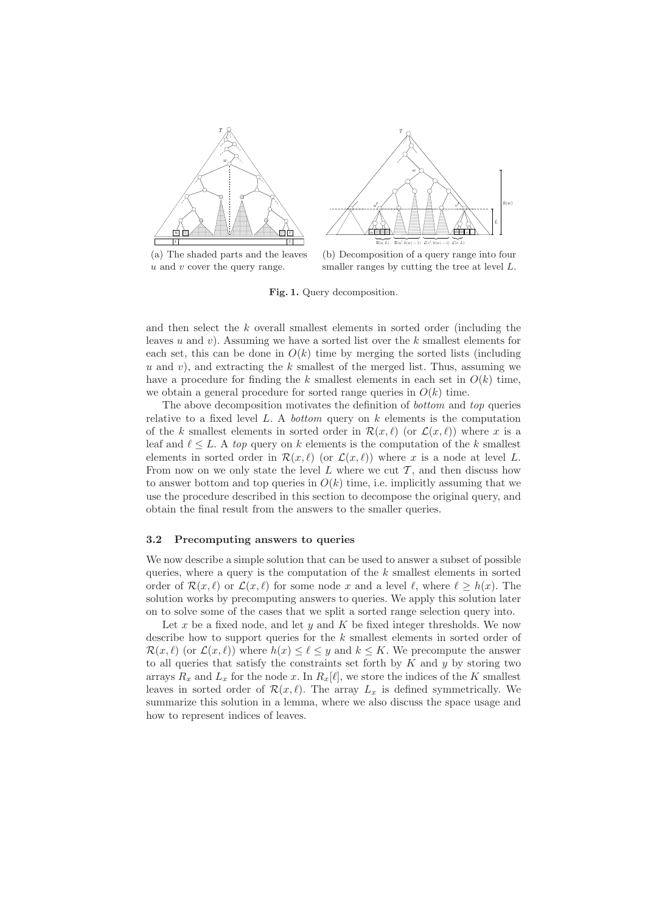(a) The shaded parts and the leaves $u$ and $v$ cover the query range.

(b) Decomposition of a query range into four smaller ranges by cutting the tree at level $L$.

**Fig. 1.** Query decomposition.

and then select the $k$ overall smallest elements in sorted order (including the leaves $u$ and $v$). Assuming we have a sorted list over the $k$ smallest elements for each set, this can be done in $O(k)$ time by merging the sorted lists (including $u$ and $v$), and extracting the $k$ smallest of the merged list. Thus, assuming we have a procedure for finding the $k$ smallest elements in each set in $O(k)$ time, we obtain a general procedure for sorted range queries in $O(k)$ time.

The above decomposition motivates the definition of *bottom* and *top* queries relative to a fixed level $L$. A *bottom* query on $k$ elements is the computation of the $k$ smallest elements in sorted order in $\mathcal{R}(x, \ell)$ (or $\mathcal{L}(x, \ell)$) where $x$ is a leaf and $\ell \leq L$. A *top* query on $k$ elements is the computation of the $k$ smallest elements in sorted order in $\mathcal{R}(x, \ell)$ (or $\mathcal{L}(x, \ell)$) where $x$ is a node at level $L$. From now on we only state the level $L$ where we cut $\mathcal{T}$, and then discuss how to answer bottom and top queries in $O(k)$ time, i.e. implicitly assuming that we use the procedure described in this section to decompose the original query, and obtain the final result from the answers to the smaller queries.

### 3.2 Precomputing answers to queries

We now describe a simple solution that can be used to answer a subset of possible queries, where a query is the computation of the $k$ smallest elements in sorted order of $\mathcal{R}(x, \ell)$ or $\mathcal{L}(x, \ell)$ for some node $x$ and a level $\ell$, where $\ell \geq h(x)$. The solution works by precomputing answers to queries. We apply this solution later on to solve some of the cases that we split a sorted range selection query into.

Let $x$ be a fixed node, and let $y$ and $K$ be fixed integer thresholds. We now describe how to support queries for the $k$ smallest elements in sorted order of $\mathcal{R}(x, \ell)$ (or $\mathcal{L}(x, \ell)$) where $h(x) \leq \ell \leq y$ and $k \leq K$. We precompute the answer to all queries that satisfy the constraints set forth by $K$ and $y$ by storing two arrays $R_x$ and $L_x$ for the node $x$. In $R_x[\ell]$, we store the indices of the $K$ smallest leaves in sorted order of $\mathcal{R}(x, \ell)$. The array $L_x$ is defined symmetrically. We summarize this solution in a lemma, where we also discuss the space usage and how to represent indices of leaves.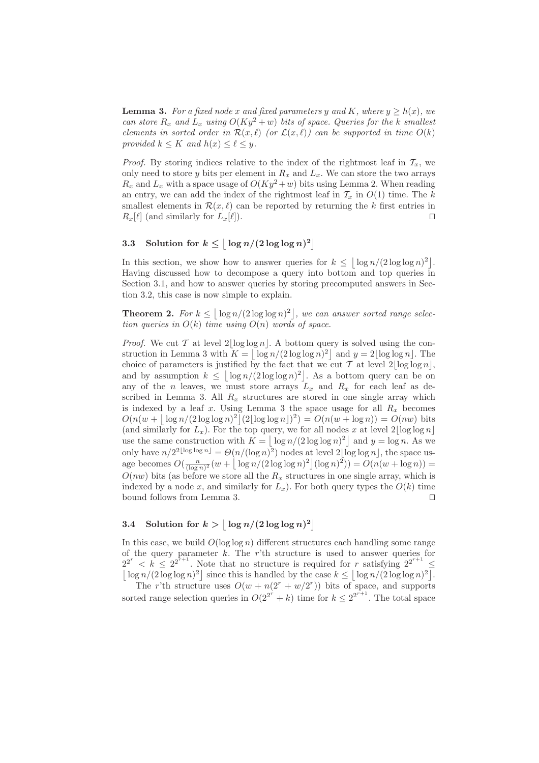**Lemma 3.** *For a fixed node $x$ and fixed parameters $y$ and $K$, where $y \geq h(x)$, we can store $R_x$ and $L_x$ using $O(Ky^2+w)$ bits of space. Queries for the $k$ smallest elements in sorted order in $\mathcal{R}(x,\ell)$ (or $\mathcal{L}(x,\ell)$) can be supported in time $O(k)$ provided $k \leq K$ and $h(x) \leq \ell \leq y$.*

*Proof.* By storing indices relative to the index of the rightmost leaf in $\mathcal{T}_x$, we only need to store $y$ bits per element in $R_x$ and $L_x$. We can store the two arrays $R_x$ and $L_x$ with a space usage of $O(Ky^2+w)$ bits using Lemma 2. When reading an entry, we can add the index of the rightmost leaf in $\mathcal{T}_x$ in $O(1)$ time. The $k$ smallest elements in $\mathcal{R}(x,\ell)$ can be reported by returning the $k$ first entries in $R_x[\ell]$ (and similarly for $L_x[\ell]$). ◻

### 3.3 Solution for $k \leq \lfloor \log n/(2\log\log n)^2 \rfloor$

In this section, we show how to answer queries for $k \leq \lfloor \log n/(2\log\log n)^2 \rfloor$. Having discussed how to decompose a query into bottom and top queries in Section 3.1, and how to answer queries by storing precomputed answers in Section 3.2, this case is now simple to explain.

**Theorem 2.** *For $k \leq \lfloor \log n/(2\log\log n)^2 \rfloor$, we can answer sorted range selection queries in $O(k)$ time using $O(n)$ words of space.*

*Proof.* We cut $\mathcal{T}$ at level $2\lfloor \log\log n \rfloor$. A bottom query is solved using the construction in Lemma 3 with $K = \lfloor \log n/(2\log\log n)^2 \rfloor$ and $y = 2\lfloor \log\log n \rfloor$. The choice of parameters is justified by the fact that we cut $\mathcal{T}$ at level $2\lfloor \log\log n \rfloor$, and by assumption $k \leq \lfloor \log n/(2\log\log n)^2 \rfloor$. As a bottom query can be on any of the $n$ leaves, we must store arrays $L_x$ and $R_x$ for each leaf as described in Lemma 3. All $R_x$ structures are stored in one single array which is indexed by a leaf $x$. Using Lemma 3 the space usage for all $R_x$ becomes $O(n(w + \lfloor \log n/(2\log\log n)^2 \rfloor (2\lfloor \log\log n \rfloor)^2) = O(n(w+\log n)) = O(nw)$ bits (and similarly for $L_x$). For the top query, we for all nodes $x$ at level $2\lfloor \log\log n \rfloor$ use the same construction with $K = \lfloor \log n/(2\log\log n)^2 \rfloor$ and $y = \log n$. As we only have $n/2^{2\lfloor \log\log n \rfloor} = \Theta(n/(\log n)^2)$ nodes at level $2\lfloor \log\log n \rfloor$, the space usage becomes $O(\frac{n}{(\log n)^2}(w + \lfloor \log n/(2\log\log n)^2 \rfloor (\log n)^2)) = O(n(w+\log n)) = O(nw)$ bits (as before we store all the $R_x$ structures in one single array, which is indexed by a node $x$, and similarly for $L_x$). For both query types the $O(k)$ time bound follows from Lemma 3. ◻

### 3.4 Solution for $k > \lfloor \log n/(2\log\log n)^2 \rfloor$

In this case, we build $O(\log\log n)$ different structures each handling some range of the query parameter $k$. The $r$'th structure is used to answer queries for $2^{2^r} < k \leq 2^{2^{r+1}}$. Note that no structure is required for $r$ satisfying $2^{2^{r+1}} \leq \lfloor \log n/(2\log\log n)^2 \rfloor$ since this is handled by the case $k \leq \lfloor \log n/(2\log\log n)^2 \rfloor$.

The $r$'th structure uses $O(w + n(2^r + w/2^r))$ bits of space, and supports sorted range selection queries in $O(2^{2^r}+k)$ time for $k \leq 2^{2^{r+1}}$. The total space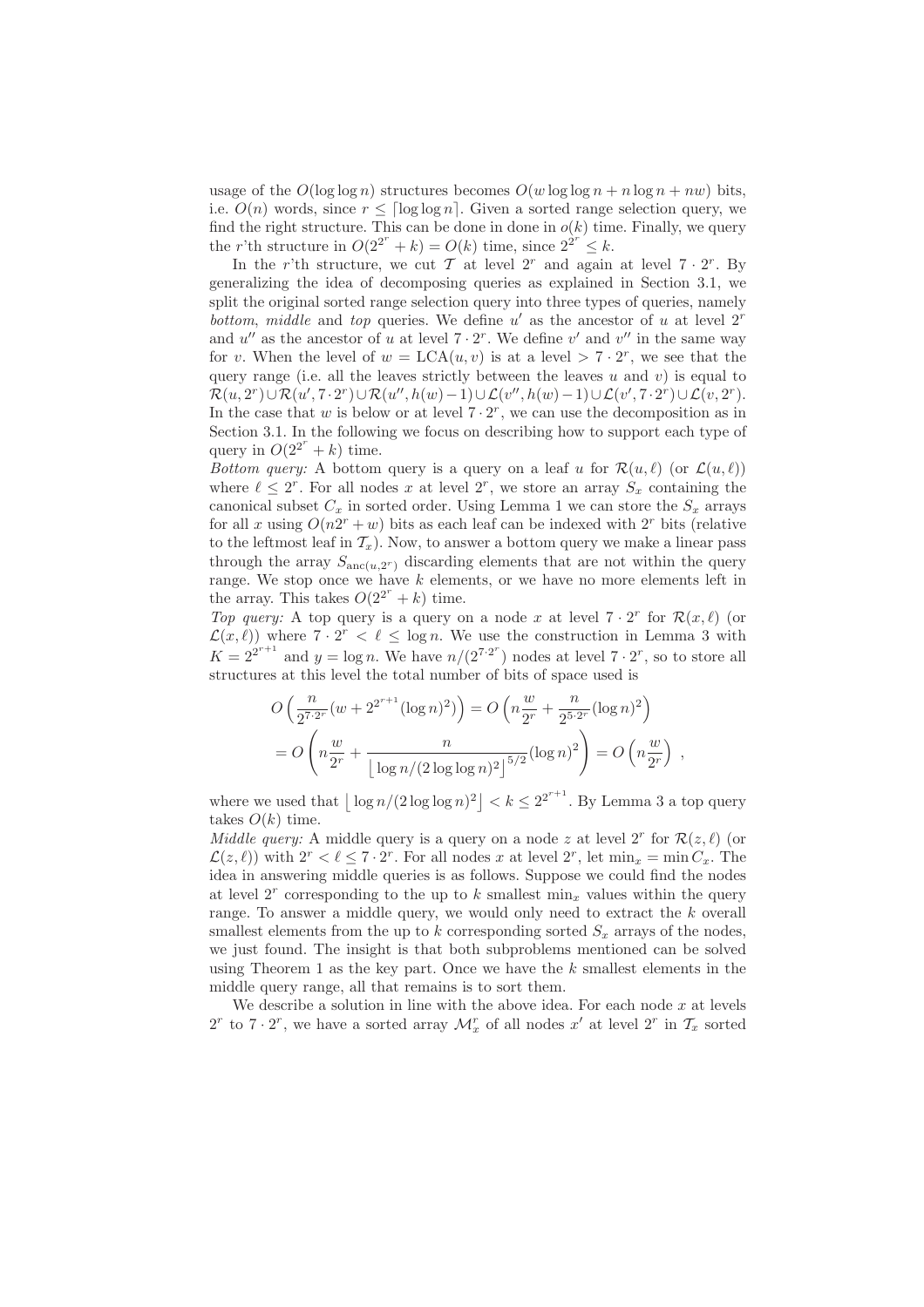usage of the $O(\log\log n)$ structures becomes $O(w \log\log n + n \log n + nw)$ bits, i.e. $O(n)$ words, since $r \leq \lceil \log\log n \rceil$. Given a sorted range selection query, we find the right structure. This can be done in done in $o(k)$ time. Finally, we query the $r$'th structure in $O(2^{2^r} + k) = O(k)$ time, since $2^{2^r} \leq k$.

In the $r$'th structure, we cut $\mathcal{T}$ at level $2^r$ and again at level $7 \cdot 2^r$. By generalizing the idea of decomposing queries as explained in Section 3.1, we split the original sorted range selection query into three types of queries, namely *bottom*, *middle* and *top* queries. We define $u'$ as the ancestor of $u$ at level $2^r$ and $u''$ as the ancestor of $u$ at level $7 \cdot 2^r$. We define $v'$ and $v''$ in the same way for $v$. When the level of $w = \text{LCA}(u, v)$ is at a level $> 7 \cdot 2^r$, we see that the query range (i.e. all the leaves strictly between the leaves $u$ and $v$) is equal to $\mathcal{R}(u, 2^r) \cup \mathcal{R}(u', 7 \cdot 2^r) \cup \mathcal{R}(u'', h(w)-1) \cup \mathcal{L}(v'', h(w)-1) \cup \mathcal{L}(v', 7 \cdot 2^r) \cup \mathcal{L}(v, 2^r)$. In the case that $w$ is below or at level $7 \cdot 2^r$, we can use the decomposition as in Section 3.1. In the following we focus on describing how to support each type of query in $O(2^{2^r} + k)$ time.

*Bottom query:* A bottom query is a query on a leaf $u$ for $\mathcal{R}(u, \ell)$ (or $\mathcal{L}(u, \ell)$) where $\ell \leq 2^r$. For all nodes $x$ at level $2^r$, we store an array $S_x$ containing the canonical subset $C_x$ in sorted order. Using Lemma 1 we can store the $S_x$ arrays for all $x$ using $O(n 2^r + w)$ bits as each leaf can be indexed with $2^r$ bits (relative to the leftmost leaf in $\mathcal{T}_x$). Now, to answer a bottom query we make a linear pass through the array $S_{\text{anc}(u, 2^r)}$ discarding elements that are not within the query range. We stop once we have $k$ elements, or we have no more elements left in the array. This takes $O(2^{2^r} + k)$ time.

*Top query:* A top query is a query on a node $x$ at level $7 \cdot 2^r$ for $\mathcal{R}(x, \ell)$ (or $\mathcal{L}(x, \ell)$) where $7 \cdot 2^r < \ell \leq \log n$. We use the construction in Lemma 3 with $K = 2^{2^{r+1}}$ and $y = \log n$. We have $n/(2^{7 \cdot 2^r})$ nodes at level $7 \cdot 2^r$, so to store all structures at this level the total number of bits of space used is

$$
O\left(\frac{n}{2^{7 \cdot 2^r}}(w + 2^{2^{r+1}}(\log n)^2)\right) = O\left(n\frac{w}{2^r} + \frac{n}{2^{5 \cdot 2^r}}(\log n)^2\right)
$$
$$
= O\left(n\frac{w}{2^r} + \frac{n}{\left\lfloor \log n/(2\log\log n)^2 \right\rfloor^{5/2}}(\log n)^2\right) = O\left(n\frac{w}{2^r}\right) ,
$$

where we used that $\left\lfloor \log n/(2\log\log n)^2 \right\rfloor < k \leq 2^{2^{r+1}}$. By Lemma 3 a top query takes $O(k)$ time.

*Middle query:* A middle query is a query on a node $z$ at level $2^r$ for $\mathcal{R}(z, \ell)$ (or $\mathcal{L}(z, \ell)$) with $2^r < \ell \leq 7 \cdot 2^r$. For all nodes $x$ at level $2^r$, let $\min_x = \min C_x$. The idea in answering middle queries is as follows. Suppose we could find the nodes at level $2^r$ corresponding to the up to $k$ smallest $\min_x$ values within the query range. To answer a middle query, we would only need to extract the $k$ overall smallest elements from the up to $k$ corresponding sorted $S_x$ arrays of the nodes, we just found. The insight is that both subproblems mentioned can be solved using Theorem 1 as the key part. Once we have the $k$ smallest elements in the middle query range, all that remains is to sort them.

We describe a solution in line with the above idea. For each node $x$ at levels $2^r$ to $7 \cdot 2^r$, we have a sorted array $\mathcal{M}_x^r$ of all nodes $x'$ at level $2^r$ in $\mathcal{T}_x$ sorted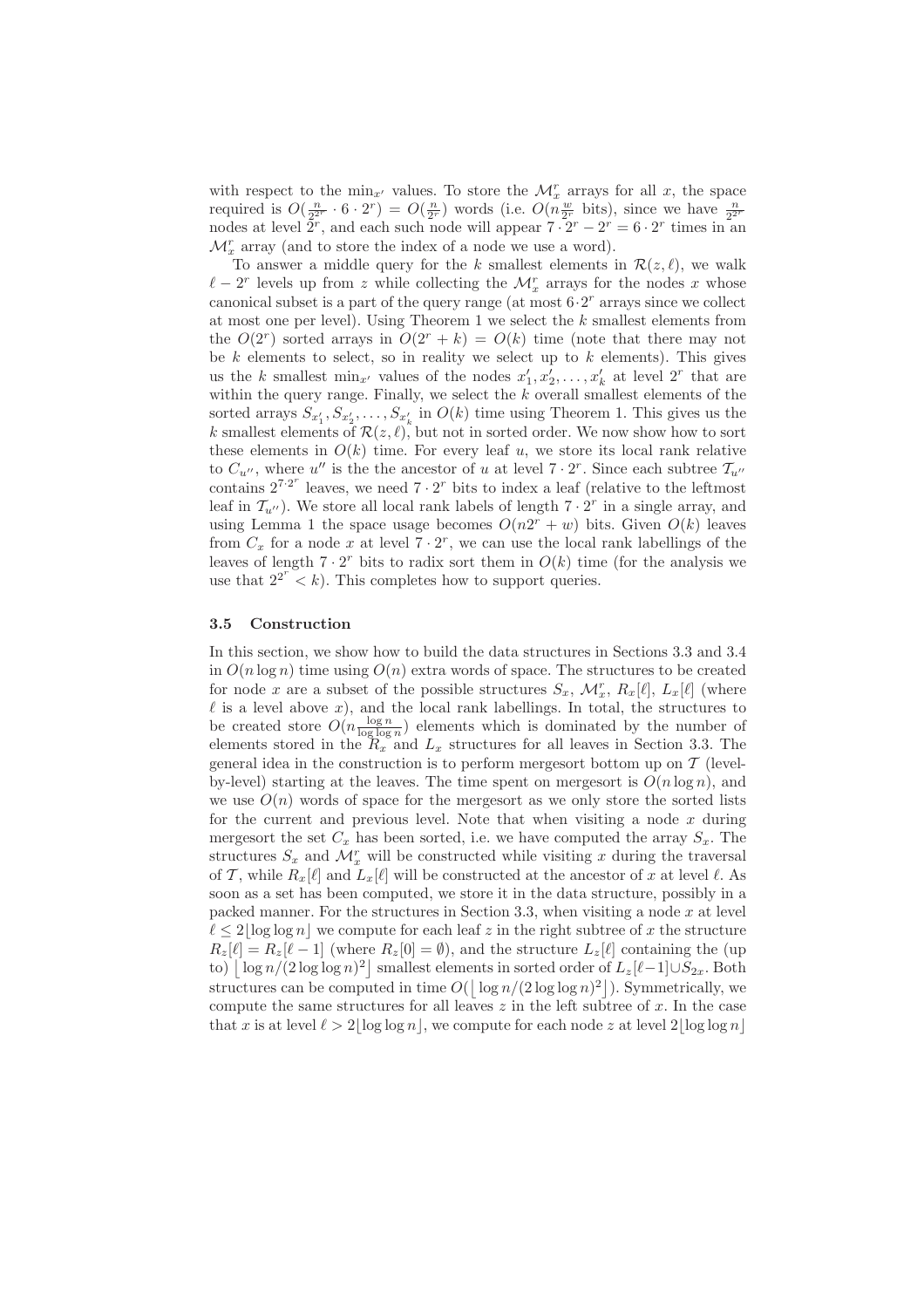with respect to the $\min_{x'}$ values. To store the $\mathcal{M}_x^r$ arrays for all $x$, the space required is $O(\frac{n}{2^{2^r}} \cdot 6 \cdot 2^r) = O(\frac{n}{2^r})$ words (i.e. $O(n\frac{w}{2^r}$ bits), since we have $\frac{n}{2^{2^r}}$ nodes at level $2^r$, and each such node will appear $7 \cdot 2^r - 2^r = 6 \cdot 2^r$ times in an $\mathcal{M}_x^r$ array (and to store the index of a node we use a word).

To answer a middle query for the $k$ smallest elements in $\mathcal{R}(z, \ell)$, we walk $\ell - 2^r$ levels up from $z$ while collecting the $\mathcal{M}_x^r$ arrays for the nodes $x$ whose canonical subset is a part of the query range (at most $6 \cdot 2^r$ arrays since we collect at most one per level). Using Theorem 1 we select the $k$ smallest elements from the $O(2^r)$ sorted arrays in $O(2^r + k) = O(k)$ time (note that there may not be $k$ elements to select, so in reality we select up to $k$ elements). This gives us the $k$ smallest $\min_{x'}$ values of the nodes $x'_1, x'_2, \ldots, x'_k$ at level $2^r$ that are within the query range. Finally, we select the $k$ overall smallest elements of the sorted arrays $S_{x'_1}, S_{x'_2}, \ldots, S_{x'_k}$ in $O(k)$ time using Theorem 1. This gives us the $k$ smallest elements of $\mathcal{R}(z, \ell)$, but not in sorted order. We now show how to sort these elements in $O(k)$ time. For every leaf $u$, we store its local rank relative to $C_{u''}$, where $u''$ is the the ancestor of $u$ at level $7 \cdot 2^r$. Since each subtree $\mathcal{T}_{u''}$ contains $2^{7 \cdot 2^r}$ leaves, we need $7 \cdot 2^r$ bits to index a leaf (relative to the leftmost leaf in $\mathcal{T}_{u''}$). We store all local rank labels of length $7 \cdot 2^r$ in a single array, and using Lemma 1 the space usage becomes $O(n2^r + w)$ bits. Given $O(k)$ leaves from $C_x$ for a node $x$ at level $7 \cdot 2^r$, we can use the local rank labellings of the leaves of length $7 \cdot 2^r$ bits to radix sort them in $O(k)$ time (for the analysis we use that $2^{2^r} < k$). This completes how to support queries.

### 3.5 Construction

In this section, we show how to build the data structures in Sections 3.3 and 3.4 in $O(n \log n)$ time using $O(n)$ extra words of space. The structures to be created for node $x$ are a subset of the possible structures $S_x$, $\mathcal{M}_x^r$, $R_x[\ell]$, $L_x[\ell]$ (where $\ell$ is a level above $x$), and the local rank labellings. In total, the structures to be created store $O(n\frac{\log n}{\log \log n})$ elements which is dominated by the number of elements stored in the $R_x$ and $L_x$ structures for all leaves in Section 3.3. The general idea in the construction is to perform mergesort bottom up on $\mathcal{T}$ (level-by-level) starting at the leaves. The time spent on mergesort is $O(n \log n)$, and we use $O(n)$ words of space for the mergesort as we only store the sorted lists for the current and previous level. Note that when visiting a node $x$ during mergesort the set $C_x$ has been sorted, i.e. we have computed the array $S_x$. The structures $S_x$ and $\mathcal{M}_x^r$ will be constructed while visiting $x$ during the traversal of $\mathcal{T}$, while $R_x[\ell]$ and $L_x[\ell]$ will be constructed at the ancestor of $x$ at level $\ell$. As soon as a set has been computed, we store it in the data structure, possibly in a packed manner. For the structures in Section 3.3, when visiting a node $x$ at level $\ell \leq 2\lfloor \log \log n \rfloor$ we compute for each leaf $z$ in the right subtree of $x$ the structure $R_z[\ell] = R_z[\ell - 1]$ (where $R_z[0] = \emptyset$), and the structure $L_z[\ell]$ containing the (up to) $\lfloor \log n/(2 \log \log n)^2 \rfloor$ smallest elements in sorted order of $L_z[\ell - 1] \cup S_{2x}$. Both structures can be computed in time $O(\lfloor \log n/(2 \log \log n)^2 \rfloor)$. Symmetrically, we compute the same structures for all leaves $z$ in the left subtree of $x$. In the case that $x$ is at level $\ell > 2\lfloor \log \log n \rfloor$, we compute for each node $z$ at level $2\lfloor \log \log n \rfloor$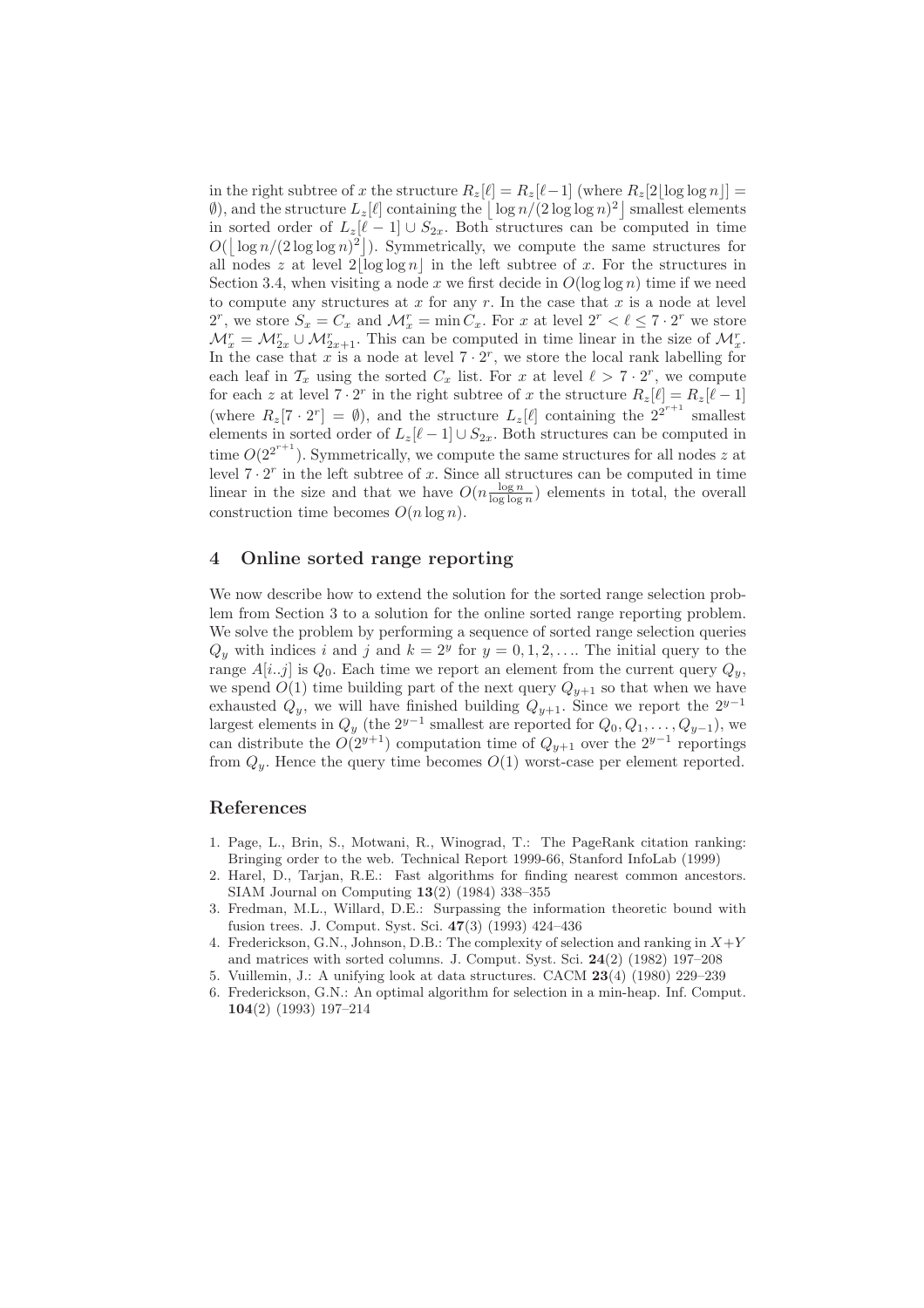in the right subtree of $x$ the structure $R_z[\ell] = R_z[\ell-1]$ (where $R_z[2\lfloor \log\log n \rfloor] = \emptyset$), and the structure $L_z[\ell]$ containing the $\lfloor \log n/(2\log\log n)^2 \rfloor$ smallest elements in sorted order of $L_z[\ell-1] \cup S_{2x}$. Both structures can be computed in time $O(\lfloor \log n/(2\log\log n)^2 \rfloor)$. Symmetrically, we compute the same structures for all nodes $z$ at level $2\lfloor \log\log n \rfloor$ in the left subtree of $x$. For the structures in Section 3.4, when visiting a node $x$ we first decide in $O(\log\log n)$ time if we need to compute any structures at $x$ for any $r$. In the case that $x$ is a node at level $2^r$, we store $S_x = C_x$ and $\mathcal{M}_x^r = \min C_x$. For $x$ at level $2^r < \ell \leq 7 \cdot 2^r$ we store $\mathcal{M}_x^r = \mathcal{M}_{2x}^r \cup \mathcal{M}_{2x+1}^r$. This can be computed in time linear in the size of $\mathcal{M}_x^r$. In the case that $x$ is a node at level $7 \cdot 2^r$, we store the local rank labelling for each leaf in $\mathcal{T}_x$ using the sorted $C_x$ list. For $x$ at level $\ell > 7 \cdot 2^r$, we compute for each $z$ at level $7 \cdot 2^r$ in the right subtree of $x$ the structure $R_z[\ell] = R_z[\ell-1]$ (where $R_z[7 \cdot 2^r] = \emptyset$), and the structure $L_z[\ell]$ containing the $2^{2^{r+1}}$ smallest elements in sorted order of $L_z[\ell-1] \cup S_{2x}$. Both structures can be computed in time $O(2^{2^{r+1}})$. Symmetrically, we compute the same structures for all nodes $z$ at level $7 \cdot 2^r$ in the left subtree of $x$. Since all structures can be computed in time linear in the size and that we have $O(n \frac{\log n}{\log\log n})$ elements in total, the overall construction time becomes $O(n \log n)$.

## 4 Online sorted range reporting

We now describe how to extend the solution for the sorted range selection problem from Section 3 to a solution for the online sorted range reporting problem. We solve the problem by performing a sequence of sorted range selection queries $Q_y$ with indices $i$ and $j$ and $k = 2^y$ for $y = 0, 1, 2, \ldots$. The initial query to the range $A[i..j]$ is $Q_0$. Each time we report an element from the current query $Q_y$, we spend $O(1)$ time building part of the next query $Q_{y+1}$ so that when we have exhausted $Q_y$, we will have finished building $Q_{y+1}$. Since we report the $2^{y-1}$ largest elements in $Q_y$ (the $2^{y-1}$ smallest are reported for $Q_0, Q_1, \ldots, Q_{y-1}$), we can distribute the $O(2^{y+1})$ computation time of $Q_{y+1}$ over the $2^{y-1}$ reportings from $Q_y$. Hence the query time becomes $O(1)$ worst-case per element reported.

## References

1. Page, L., Brin, S., Motwani, R., Winograd, T.: The PageRank citation ranking: Bringing order to the web. Technical Report 1999-66, Stanford InfoLab (1999)
2. Harel, D., Tarjan, R.E.: Fast algorithms for finding nearest common ancestors. SIAM Journal on Computing **13**(2) (1984) 338–355
3. Fredman, M.L., Willard, D.E.: Surpassing the information theoretic bound with fusion trees. J. Comput. Syst. Sci. **47**(3) (1993) 424–436
4. Frederickson, G.N., Johnson, D.B.: The complexity of selection and ranking in $X+Y$ and matrices with sorted columns. J. Comput. Syst. Sci. **24**(2) (1982) 197–208
5. Vuillemin, J.: A unifying look at data structures. CACM **23**(4) (1980) 229–239
6. Frederickson, G.N.: An optimal algorithm for selection in a min-heap. Inf. Comput. **104**(2) (1993) 197–214